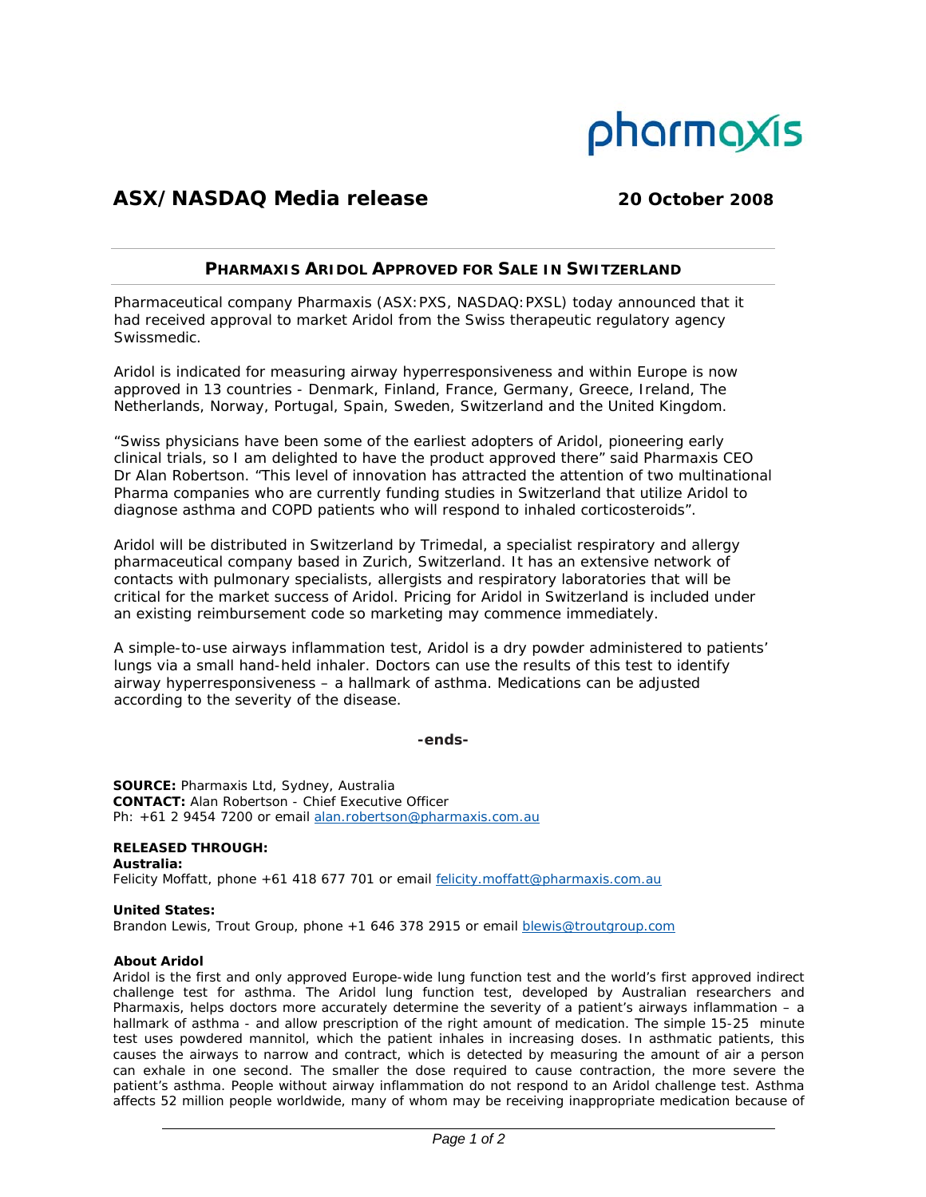pharmaxis

**ASX/NASDAQ Media release** **20 October 2008**

## PHARMAXIS ARIDOL APPROVED FOR SALE IN SWITZERLAND

Pharmaceutical company Pharmaxis (ASX:PXS, NASDAQ:PXSL) today announced that it had received approval to market Aridol from the Swiss therapeutic regulatory agency Swissmedic.

Aridol is indicated for measuring airway hyperresponsiveness and within Europe is now approved in 13 countries - Denmark, Finland, France, Germany, Greece, Ireland, The Netherlands, Norway, Portugal, Spain, Sweden, Switzerland and the United Kingdom.

"Swiss physicians have been some of the earliest adopters of Aridol, pioneering early clinical trials, so I am delighted to have the product approved there" said Pharmaxis CEO Dr Alan Robertson. "This level of innovation has attracted the attention of two multinational Pharma companies who are currently funding studies in Switzerland that utilize Aridol to diagnose asthma and COPD patients who will respond to inhaled corticosteroids".

Aridol will be distributed in Switzerland by Trimedal, a specialist respiratory and allergy pharmaceutical company based in Zurich, Switzerland. It has an extensive network of contacts with pulmonary specialists, allergists and respiratory laboratories that will be critical for the market success of Aridol. Pricing for Aridol in Switzerland is included under an existing reimbursement code so marketing may commence immediately.

A simple-to-use airways inflammation test, Aridol is a dry powder administered to patients' lungs via a small hand-held inhaler. Doctors can use the results of this test to identify airway hyperresponsiveness – a hallmark of asthma. Medications can be adjusted according to the severity of the disease.

**-ends-**

**SOURCE:** Pharmaxis Ltd, Sydney, Australia
**CONTACT:** Alan Robertson - Chief Executive Officer
Ph: +61 2 9454 7200 or email alan.robertson@pharmaxis.com.au

**RELEASED THROUGH:**
**Australia:**
Felicity Moffatt, phone +61 418 677 701 or email felicity.moffatt@pharmaxis.com.au

**United States:**
Brandon Lewis, Trout Group, phone +1 646 378 2915 or email blewis@troutgroup.com

**About Aridol**
Aridol is the first and only approved Europe-wide lung function test and the world's first approved indirect challenge test for asthma. The Aridol lung function test, developed by Australian researchers and Pharmaxis, helps doctors more accurately determine the severity of a patient's airways inflammation – a hallmark of asthma - and allow prescription of the right amount of medication. The simple 15-25 minute test uses powdered mannitol, which the patient inhales in increasing doses. In asthmatic patients, this causes the airways to narrow and contract, which is detected by measuring the amount of air a person can exhale in one second. The smaller the dose required to cause contraction, the more severe the patient's asthma. People without airway inflammation do not respond to an Aridol challenge test. Asthma affects 52 million people worldwide, many of whom may be receiving inappropriate medication because of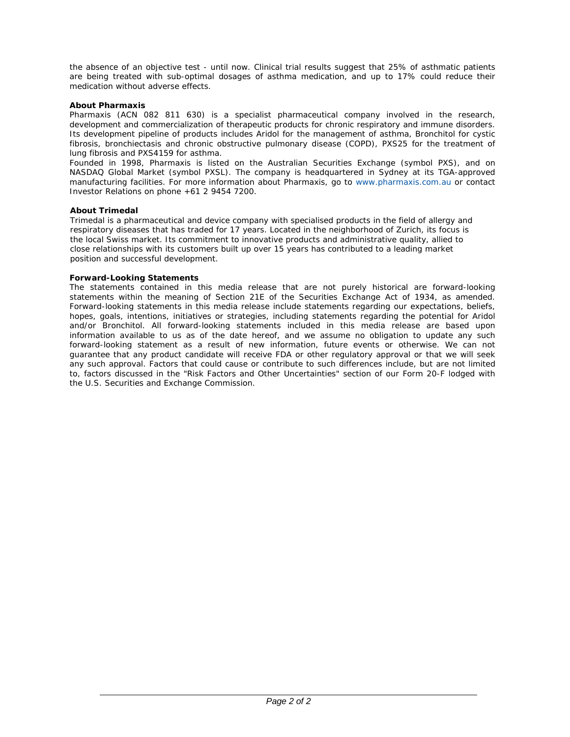the absence of an objective test - until now. Clinical trial results suggest that 25% of asthmatic patients are being treated with sub-optimal dosages of asthma medication, and up to 17% could reduce their medication without adverse effects.

**About Pharmaxis**

Pharmaxis (ACN 082 811 630) is a specialist pharmaceutical company involved in the research, development and commercialization of therapeutic products for chronic respiratory and immune disorders. Its development pipeline of products includes Aridol for the management of asthma, Bronchitol for cystic fibrosis, bronchiectasis and chronic obstructive pulmonary disease (COPD), PXS25 for the treatment of lung fibrosis and PXS4159 for asthma.

Founded in 1998, Pharmaxis is listed on the Australian Securities Exchange (symbol PXS), and on NASDAQ Global Market (symbol PXSL). The company is headquartered in Sydney at its TGA-approved manufacturing facilities. For more information about Pharmaxis, go to www.pharmaxis.com.au or contact Investor Relations on phone +61 2 9454 7200.

**About Trimedal**

Trimedal is a pharmaceutical and device company with specialised products in the field of allergy and respiratory diseases that has traded for 17 years. Located in the neighborhood of Zurich, its focus is the local Swiss market. Its commitment to innovative products and administrative quality, allied to close relationships with its customers built up over 15 years has contributed to a leading market position and successful development.

**Forward-Looking Statements**

The statements contained in this media release that are not purely historical are forward-looking statements within the meaning of Section 21E of the Securities Exchange Act of 1934, as amended. Forward-looking statements in this media release include statements regarding our expectations, beliefs, hopes, goals, intentions, initiatives or strategies, including statements regarding the potential for Aridol and/or Bronchitol. All forward-looking statements included in this media release are based upon information available to us as of the date hereof, and we assume no obligation to update any such forward-looking statement as a result of new information, future events or otherwise. We can not guarantee that any product candidate will receive FDA or other regulatory approval or that we will seek any such approval. Factors that could cause or contribute to such differences include, but are not limited to, factors discussed in the "Risk Factors and Other Uncertainties" section of our Form 20-F lodged with the U.S. Securities and Exchange Commission.